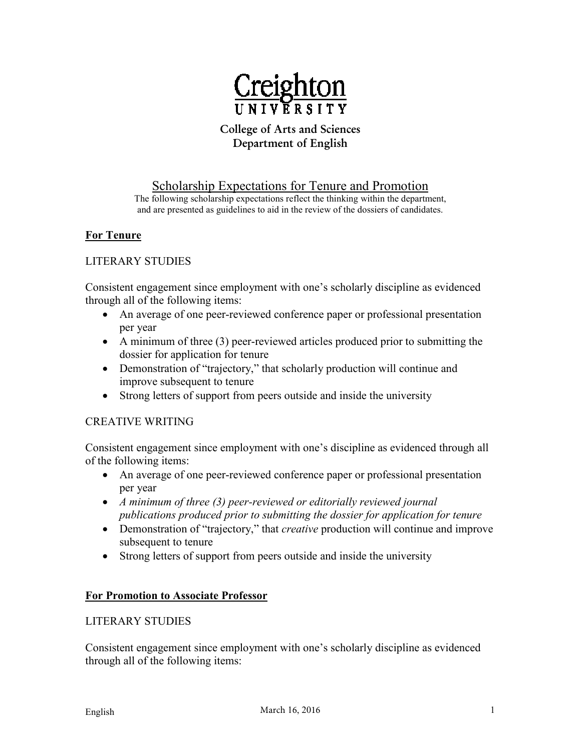Creighton UNIVERSITY

College of Arts and Sciences
Department of English

# Scholarship Expectations for Tenure and Promotion

The following scholarship expectations reflect the thinking within the department, and are presented as guidelines to aid in the review of the dossiers of candidates.

## For Tenure

### LITERARY STUDIES

Consistent engagement since employment with one's scholarly discipline as evidenced through all of the following items:

- An average of one peer-reviewed conference paper or professional presentation per year
- A minimum of three (3) peer-reviewed articles produced prior to submitting the dossier for application for tenure
- Demonstration of "trajectory," that scholarly production will continue and improve subsequent to tenure
- Strong letters of support from peers outside and inside the university

### CREATIVE WRITING

Consistent engagement since employment with one's discipline as evidenced through all of the following items:

- An average of one peer-reviewed conference paper or professional presentation per year
- *A minimum of three (3) peer-reviewed or editorially reviewed journal publications produced prior to submitting the dossier for application for tenure*
- Demonstration of "trajectory," that *creative* production will continue and improve subsequent to tenure
- Strong letters of support from peers outside and inside the university

## For Promotion to Associate Professor

### LITERARY STUDIES

Consistent engagement since employment with one's scholarly discipline as evidenced through all of the following items: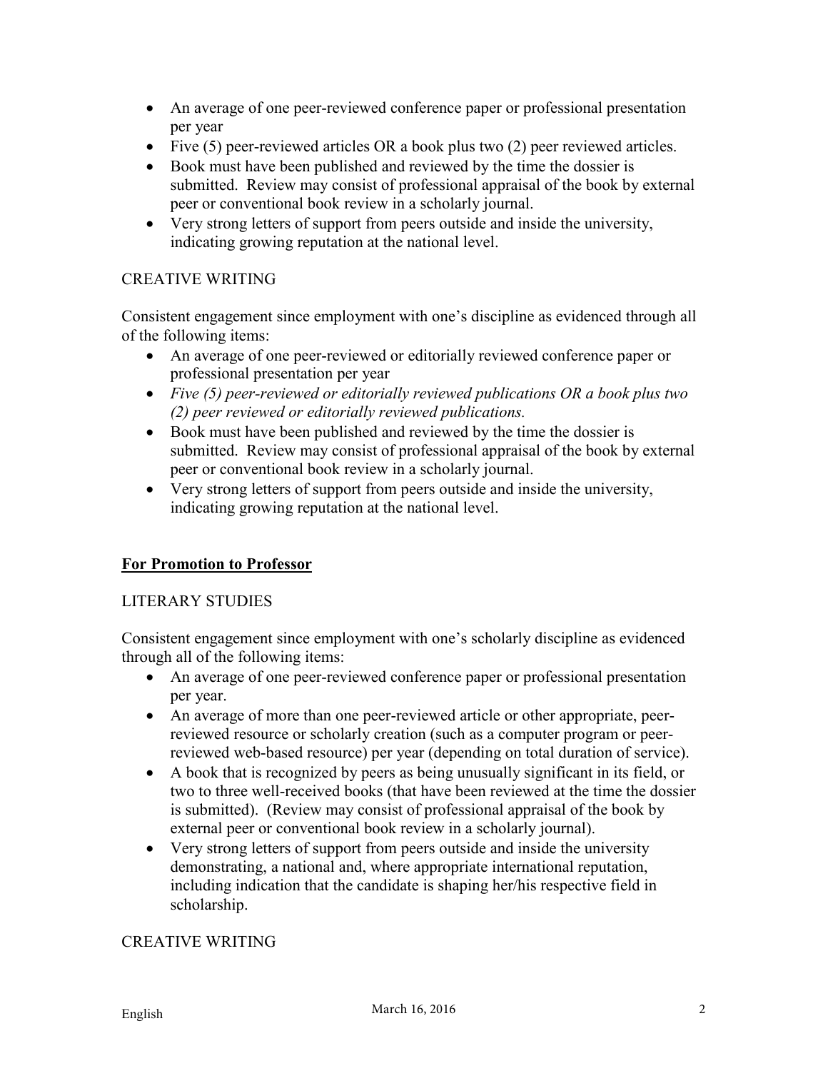- An average of one peer-reviewed conference paper or professional presentation per year
- Five (5) peer-reviewed articles OR a book plus two (2) peer reviewed articles.
- Book must have been published and reviewed by the time the dossier is submitted. Review may consist of professional appraisal of the book by external peer or conventional book review in a scholarly journal.
- Very strong letters of support from peers outside and inside the university, indicating growing reputation at the national level.

CREATIVE WRITING

Consistent engagement since employment with one's discipline as evidenced through all of the following items:

- An average of one peer-reviewed or editorially reviewed conference paper or professional presentation per year
- *Five (5) peer-reviewed or editorially reviewed publications OR a book plus two (2) peer reviewed or editorially reviewed publications.*
- Book must have been published and reviewed by the time the dossier is submitted. Review may consist of professional appraisal of the book by external peer or conventional book review in a scholarly journal.
- Very strong letters of support from peers outside and inside the university, indicating growing reputation at the national level.

## **For Promotion to Professor**

LITERARY STUDIES

Consistent engagement since employment with one's scholarly discipline as evidenced through all of the following items:

- An average of one peer-reviewed conference paper or professional presentation per year.
- An average of more than one peer-reviewed article or other appropriate, peer-reviewed resource or scholarly creation (such as a computer program or peer-reviewed web-based resource) per year (depending on total duration of service).
- A book that is recognized by peers as being unusually significant in its field, or two to three well-received books (that have been reviewed at the time the dossier is submitted). (Review may consist of professional appraisal of the book by external peer or conventional book review in a scholarly journal).
- Very strong letters of support from peers outside and inside the university demonstrating, a national and, where appropriate international reputation, including indication that the candidate is shaping her/his respective field in scholarship.

CREATIVE WRITING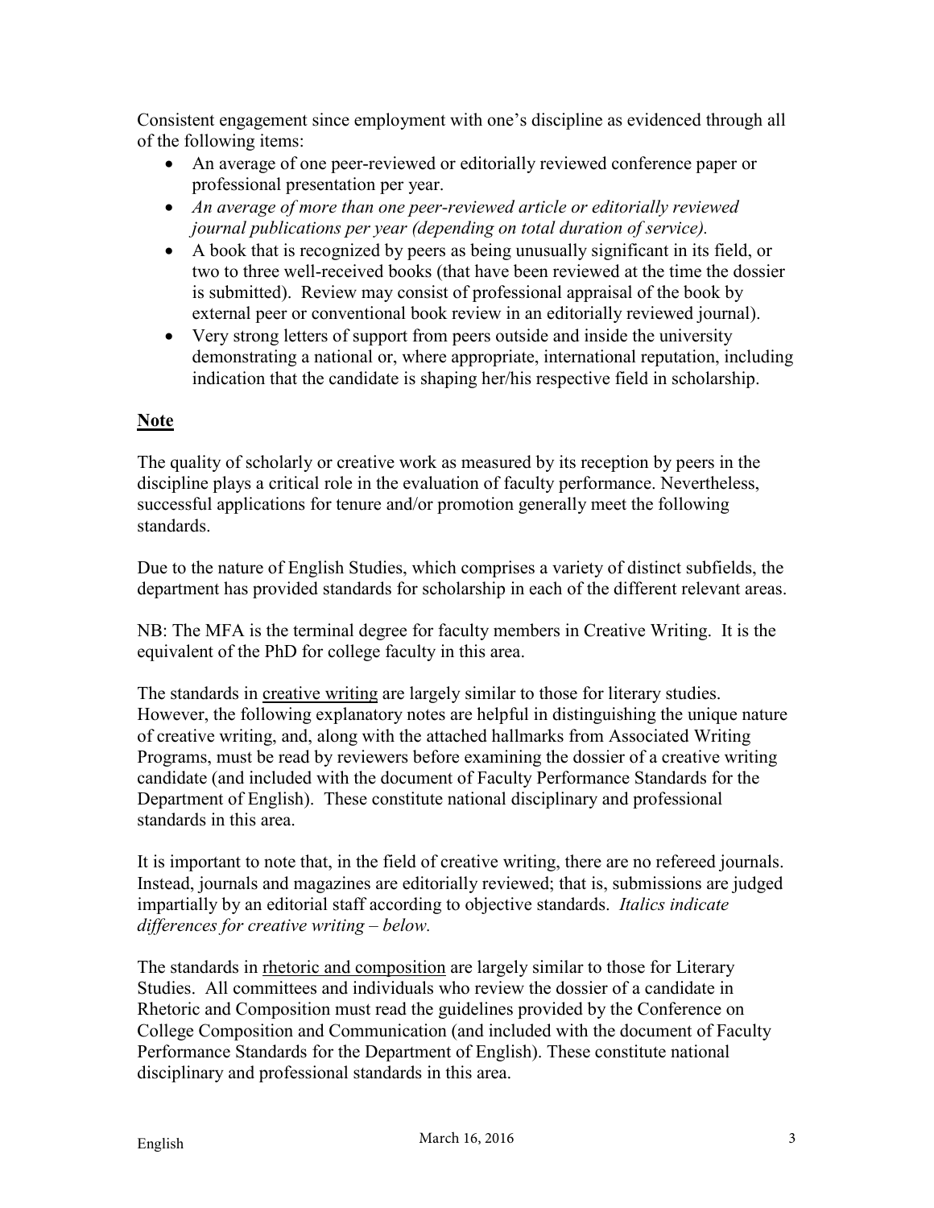Consistent engagement since employment with one's discipline as evidenced through all of the following items:

- An average of one peer-reviewed or editorially reviewed conference paper or professional presentation per year.
- *An average of more than one peer-reviewed article or editorially reviewed journal publications per year (depending on total duration of service).*
- A book that is recognized by peers as being unusually significant in its field, or two to three well-received books (that have been reviewed at the time the dossier is submitted). Review may consist of professional appraisal of the book by external peer or conventional book review in an editorially reviewed journal).
- Very strong letters of support from peers outside and inside the university demonstrating a national or, where appropriate, international reputation, including indication that the candidate is shaping her/his respective field in scholarship.

## Note

The quality of scholarly or creative work as measured by its reception by peers in the discipline plays a critical role in the evaluation of faculty performance. Nevertheless, successful applications for tenure and/or promotion generally meet the following standards.

Due to the nature of English Studies, which comprises a variety of distinct subfields, the department has provided standards for scholarship in each of the different relevant areas.

NB: The MFA is the terminal degree for faculty members in Creative Writing. It is the equivalent of the PhD for college faculty in this area.

The standards in creative writing are largely similar to those for literary studies. However, the following explanatory notes are helpful in distinguishing the unique nature of creative writing, and, along with the attached hallmarks from Associated Writing Programs, must be read by reviewers before examining the dossier of a creative writing candidate (and included with the document of Faculty Performance Standards for the Department of English). These constitute national disciplinary and professional standards in this area.

It is important to note that, in the field of creative writing, there are no refereed journals. Instead, journals and magazines are editorially reviewed; that is, submissions are judged impartially by an editorial staff according to objective standards. *Italics indicate differences for creative writing – below.*

The standards in rhetoric and composition are largely similar to those for Literary Studies. All committees and individuals who review the dossier of a candidate in Rhetoric and Composition must read the guidelines provided by the Conference on College Composition and Communication (and included with the document of Faculty Performance Standards for the Department of English). These constitute national disciplinary and professional standards in this area.